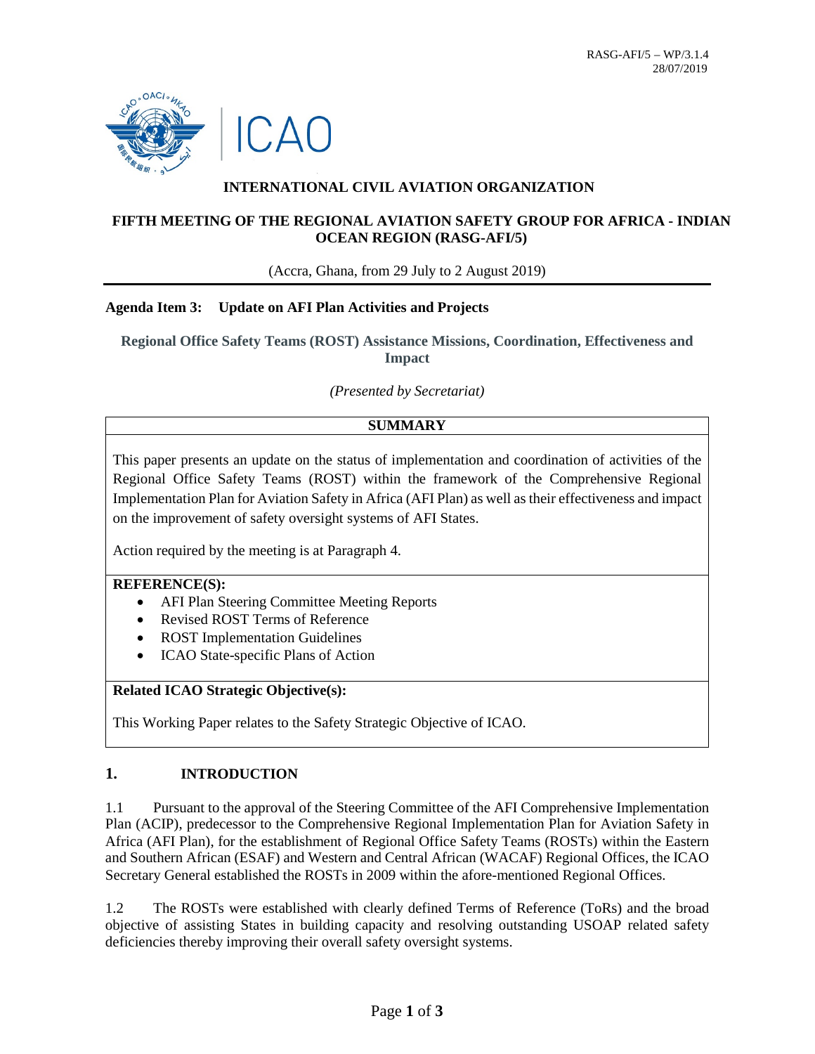RASG-AFI/5 – WP/3.1.4
28/07/2019

# INTERNATIONAL CIVIL AVIATION ORGANIZATION

## FIFTH MEETING OF THE REGIONAL AVIATION SAFETY GROUP FOR AFRICA - INDIAN OCEAN REGION (RASG-AFI/5)

(Accra, Ghana, from 29 July to 2 August 2019)

**Agenda Item 3: Update on AFI Plan Activities and Projects**

**Regional Office Safety Teams (ROST) Assistance Missions, Coordination, Effectiveness and Impact**

*(Presented by Secretariat)*

| SUMMARY |
|---|
| This paper presents an update on the status of implementation and coordination of activities of the Regional Office Safety Teams (ROST) within the framework of the Comprehensive Regional Implementation Plan for Aviation Safety in Africa (AFI Plan) as well as their effectiveness and impact on the improvement of safety oversight systems of AFI States.<br><br>Action required by the meeting is at Paragraph 4. |
| **REFERENCE(S):**<br>• AFI Plan Steering Committee Meeting Reports<br>• Revised ROST Terms of Reference<br>• ROST Implementation Guidelines<br>• ICAO State-specific Plans of Action |
| **Related ICAO Strategic Objective(s):**<br><br>This Working Paper relates to the Safety Strategic Objective of ICAO. |

## 1. INTRODUCTION

1.1 Pursuant to the approval of the Steering Committee of the AFI Comprehensive Implementation Plan (ACIP), predecessor to the Comprehensive Regional Implementation Plan for Aviation Safety in Africa (AFI Plan), for the establishment of Regional Office Safety Teams (ROSTs) within the Eastern and Southern African (ESAF) and Western and Central African (WACAF) Regional Offices, the ICAO Secretary General established the ROSTs in 2009 within the afore-mentioned Regional Offices.

1.2 The ROSTs were established with clearly defined Terms of Reference (ToRs) and the broad objective of assisting States in building capacity and resolving outstanding USOAP related safety deficiencies thereby improving their overall safety oversight systems.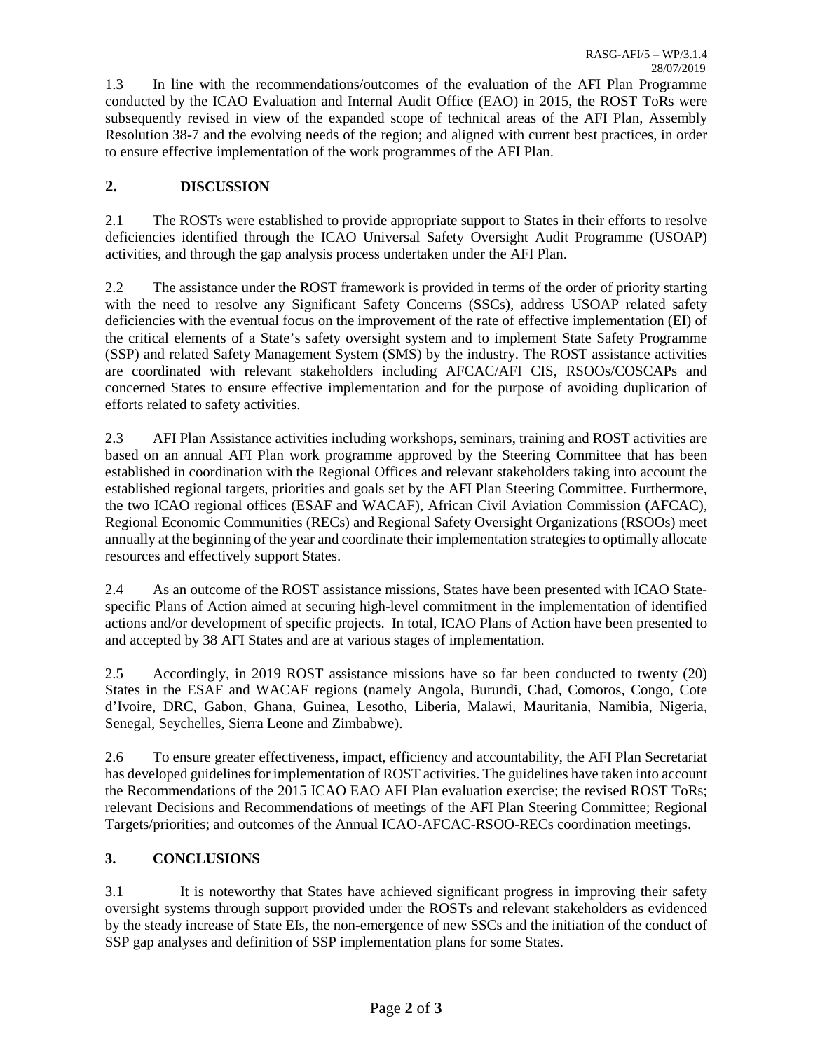1.3 In line with the recommendations/outcomes of the evaluation of the AFI Plan Programme conducted by the ICAO Evaluation and Internal Audit Office (EAO) in 2015, the ROST ToRs were subsequently revised in view of the expanded scope of technical areas of the AFI Plan, Assembly Resolution 38-7 and the evolving needs of the region; and aligned with current best practices, in order to ensure effective implementation of the work programmes of the AFI Plan.

## 2. DISCUSSION

2.1 The ROSTs were established to provide appropriate support to States in their efforts to resolve deficiencies identified through the ICAO Universal Safety Oversight Audit Programme (USOAP) activities, and through the gap analysis process undertaken under the AFI Plan.

2.2 The assistance under the ROST framework is provided in terms of the order of priority starting with the need to resolve any Significant Safety Concerns (SSCs), address USOAP related safety deficiencies with the eventual focus on the improvement of the rate of effective implementation (EI) of the critical elements of a State's safety oversight system and to implement State Safety Programme (SSP) and related Safety Management System (SMS) by the industry. The ROST assistance activities are coordinated with relevant stakeholders including AFCAC/AFI CIS, RSOOs/COSCAPs and concerned States to ensure effective implementation and for the purpose of avoiding duplication of efforts related to safety activities.

2.3 AFI Plan Assistance activities including workshops, seminars, training and ROST activities are based on an annual AFI Plan work programme approved by the Steering Committee that has been established in coordination with the Regional Offices and relevant stakeholders taking into account the established regional targets, priorities and goals set by the AFI Plan Steering Committee. Furthermore, the two ICAO regional offices (ESAF and WACAF), African Civil Aviation Commission (AFCAC), Regional Economic Communities (RECs) and Regional Safety Oversight Organizations (RSOOs) meet annually at the beginning of the year and coordinate their implementation strategies to optimally allocate resources and effectively support States.

2.4 As an outcome of the ROST assistance missions, States have been presented with ICAO State-specific Plans of Action aimed at securing high-level commitment in the implementation of identified actions and/or development of specific projects. In total, ICAO Plans of Action have been presented to and accepted by 38 AFI States and are at various stages of implementation.

2.5 Accordingly, in 2019 ROST assistance missions have so far been conducted to twenty (20) States in the ESAF and WACAF regions (namely Angola, Burundi, Chad, Comoros, Congo, Cote d'Ivoire, DRC, Gabon, Ghana, Guinea, Lesotho, Liberia, Malawi, Mauritania, Namibia, Nigeria, Senegal, Seychelles, Sierra Leone and Zimbabwe).

2.6 To ensure greater effectiveness, impact, efficiency and accountability, the AFI Plan Secretariat has developed guidelines for implementation of ROST activities. The guidelines have taken into account the Recommendations of the 2015 ICAO EAO AFI Plan evaluation exercise; the revised ROST ToRs; relevant Decisions and Recommendations of meetings of the AFI Plan Steering Committee; Regional Targets/priorities; and outcomes of the Annual ICAO-AFCAC-RSOO-RECs coordination meetings.

## 3. CONCLUSIONS

3.1 It is noteworthy that States have achieved significant progress in improving their safety oversight systems through support provided under the ROSTs and relevant stakeholders as evidenced by the steady increase of State EIs, the non-emergence of new SSCs and the initiation of the conduct of SSP gap analyses and definition of SSP implementation plans for some States.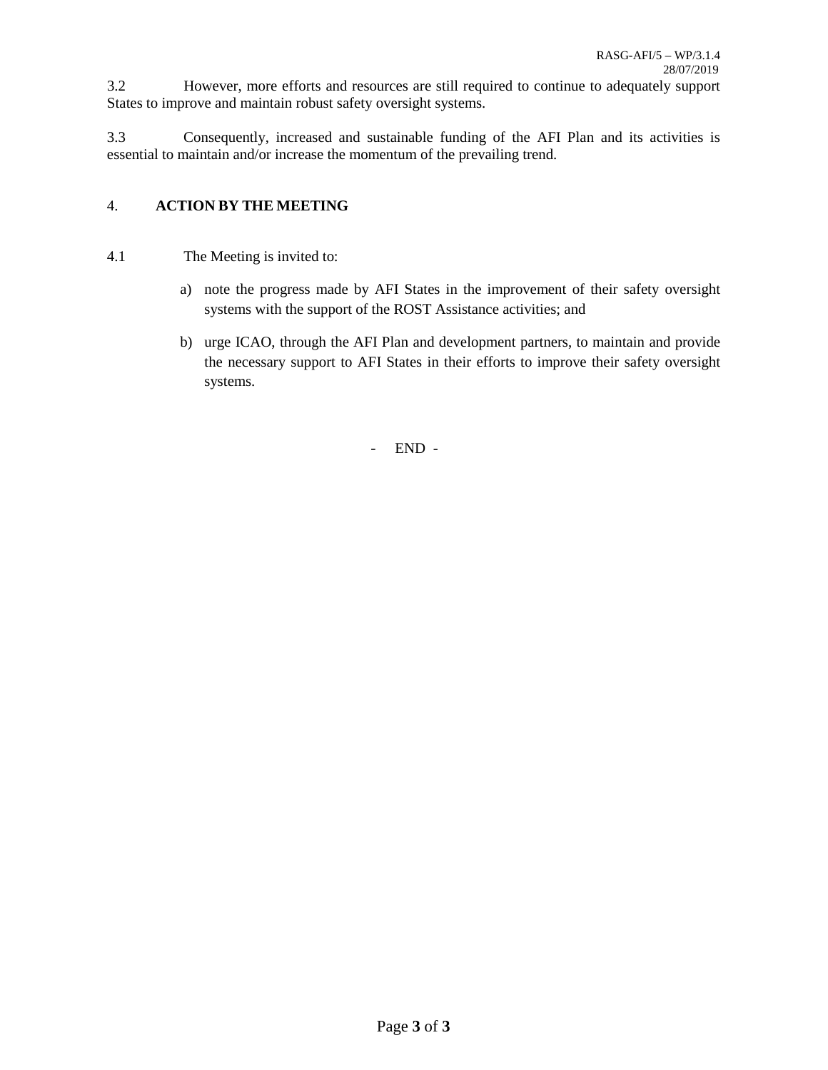3.2 However, more efforts and resources are still required to continue to adequately support States to improve and maintain robust safety oversight systems.

3.3 Consequently, increased and sustainable funding of the AFI Plan and its activities is essential to maintain and/or increase the momentum of the prevailing trend.

## 4. ACTION BY THE MEETING

4.1 The Meeting is invited to:

a) note the progress made by AFI States in the improvement of their safety oversight systems with the support of the ROST Assistance activities; and

b) urge ICAO, through the AFI Plan and development partners, to maintain and provide the necessary support to AFI States in their efforts to improve their safety oversight systems.

- END -